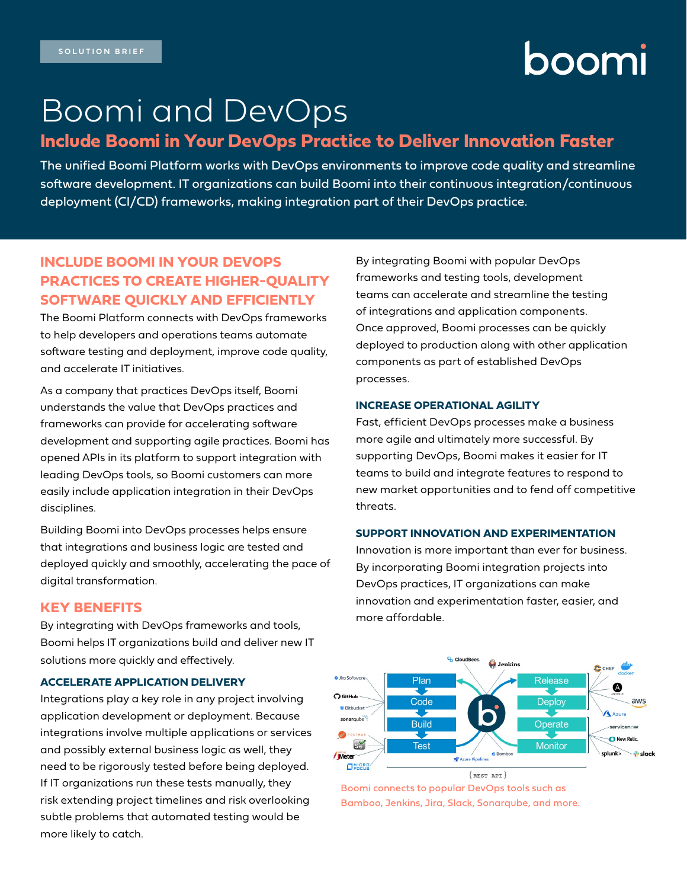SOLUTION BRIEF

# Boomi and DevOps

## Include Boomi in Your DevOps Practice to Deliver Innovation Faster

The unified Boomi Platform works with DevOps environments to improve code quality and streamline software development. IT organizations can build Boomi into their continuous integration/continuous deployment (CI/CD) frameworks, making integration part of their DevOps practice.

## INCLUDE BOOMI IN YOUR DEVOPS PRACTICES TO CREATE HIGHER-QUALITY SOFTWARE QUICKLY AND EFFICIENTLY

The Boomi Platform connects with DevOps frameworks to help developers and operations teams automate software testing and deployment, improve code quality, and accelerate IT initiatives.

As a company that practices DevOps itself, Boomi understands the value that DevOps practices and frameworks can provide for accelerating software development and supporting agile practices. Boomi has opened APIs in its platform to support integration with leading DevOps tools, so Boomi customers can more easily include application integration in their DevOps disciplines.

Building Boomi into DevOps processes helps ensure that integrations and business logic are tested and deployed quickly and smoothly, accelerating the pace of digital transformation.

## KEY BENEFITS

By integrating with DevOps frameworks and tools, Boomi helps IT organizations build and deliver new IT solutions more quickly and effectively.

### ACCELERATE APPLICATION DELIVERY

Integrations play a key role in any project involving application development or deployment. Because integrations involve multiple applications or services and possibly external business logic as well, they need to be rigorously tested before being deployed. If IT organizations run these tests manually, they risk extending project timelines and risk overlooking subtle problems that automated testing would be more likely to catch.

By integrating Boomi with popular DevOps frameworks and testing tools, development teams can accelerate and streamline the testing of integrations and application components. Once approved, Boomi processes can be quickly deployed to production along with other application components as part of established DevOps processes.

### INCREASE OPERATIONAL AGILITY

Fast, efficient DevOps processes make a business more agile and ultimately more successful. By supporting DevOps, Boomi makes it easier for IT teams to build and integrate features to respond to new market opportunities and to fend off competitive threats.

### SUPPORT INNOVATION AND EXPERIMENTATION

Innovation is more important than ever for business. By incorporating Boomi integration projects into DevOps practices, IT organizations can make innovation and experimentation faster, easier, and more affordable.

Boomi connects to popular DevOps tools such as Bamboo, Jenkins, Jira, Slack, Sonarqube, and more.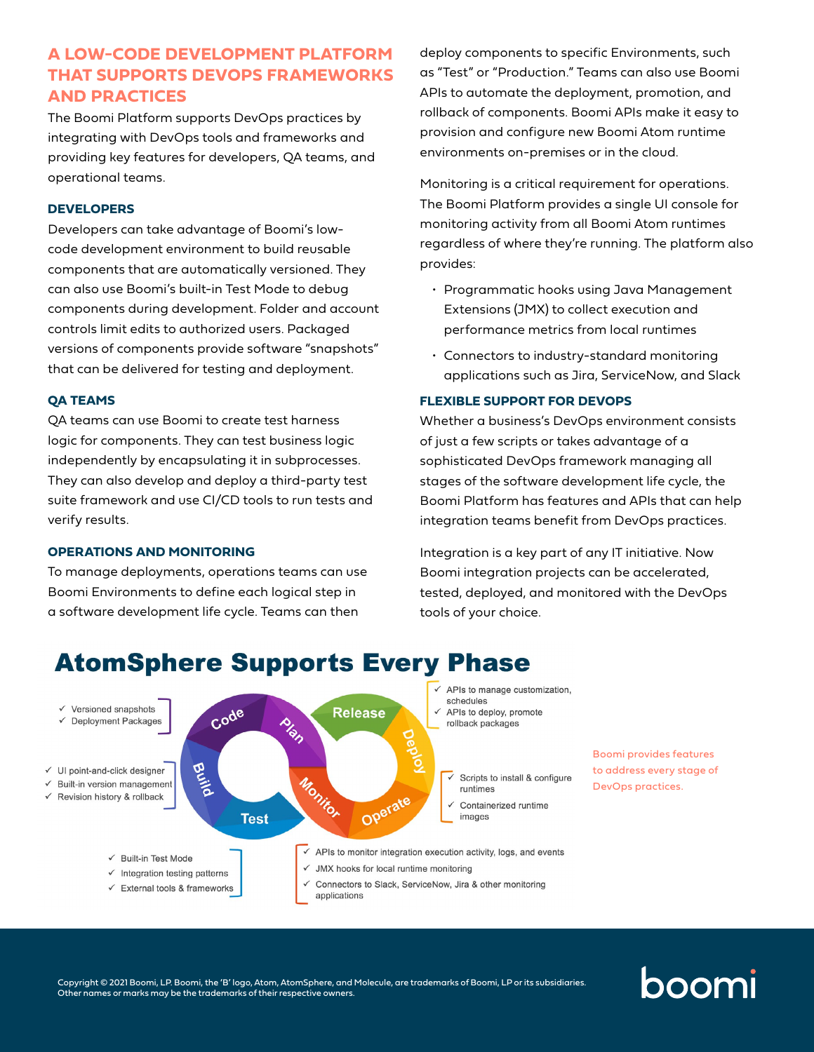## A LOW-CODE DEVELOPMENT PLATFORM THAT SUPPORTS DEVOPS FRAMEWORKS AND PRACTICES

The Boomi Platform supports DevOps practices by integrating with DevOps tools and frameworks and providing key features for developers, QA teams, and operational teams.

### DEVELOPERS

Developers can take advantage of Boomi's low-code development environment to build reusable components that are automatically versioned. They can also use Boomi's built-in Test Mode to debug components during development. Folder and account controls limit edits to authorized users. Packaged versions of components provide software "snapshots" that can be delivered for testing and deployment.

### QA TEAMS

QA teams can use Boomi to create test harness logic for components. They can test business logic independently by encapsulating it in subprocesses. They can also develop and deploy a third-party test suite framework and use CI/CD tools to run tests and verify results.

### OPERATIONS AND MONITORING

To manage deployments, operations teams can use Boomi Environments to define each logical step in a software development life cycle. Teams can then deploy components to specific Environments, such as "Test" or "Production." Teams can also use Boomi APIs to automate the deployment, promotion, and rollback of components. Boomi APIs make it easy to provision and configure new Boomi Atom runtime environments on-premises or in the cloud.

Monitoring is a critical requirement for operations. The Boomi Platform provides a single UI console for monitoring activity from all Boomi Atom runtimes regardless of where they're running. The platform also provides:

- Programmatic hooks using Java Management Extensions (JMX) to collect execution and performance metrics from local runtimes
- Connectors to industry-standard monitoring applications such as Jira, ServiceNow, and Slack

### FLEXIBLE SUPPORT FOR DEVOPS

Whether a business's DevOps environment consists of just a few scripts or takes advantage of a sophisticated DevOps framework managing all stages of the software development life cycle, the Boomi Platform has features and APIs that can help integration teams benefit from DevOps practices.

Integration is a key part of any IT initiative. Now Boomi integration projects can be accelerated, tested, deployed, and monitored with the DevOps tools of your choice.

## AtomSphere Supports Every Phase

Code
- ✓ Versioned snapshots
- ✓ Deployment Packages

Build
- ✓ UI point-and-click designer
- ✓ Built-in version management
- ✓ Revision history & rollback

Test
- ✓ Built-in Test Mode
- ✓ Integration testing patterns
- ✓ External tools & frameworks

Plan

Release / Deploy
- ✓ APIs to manage customization, schedules
- ✓ APIs to deploy, promote rollback packages

Operate
- ✓ Scripts to install & configure runtimes
- ✓ Containerized runtime images

Monitor
- ✓ APIs to monitor integration execution activity, logs, and events
- ✓ JMX hooks for local runtime monitoring
- ✓ Connectors to Slack, ServiceNow, Jira & other monitoring applications

Boomi provides features to address every stage of DevOps practices.

Copyright © 2021 Boomi, LP. Boomi, the 'B' logo, Atom, AtomSphere, and Molecule, are trademarks of Boomi, LP or its subsidiaries. Other names or marks may be the trademarks of their respective owners.

boomi